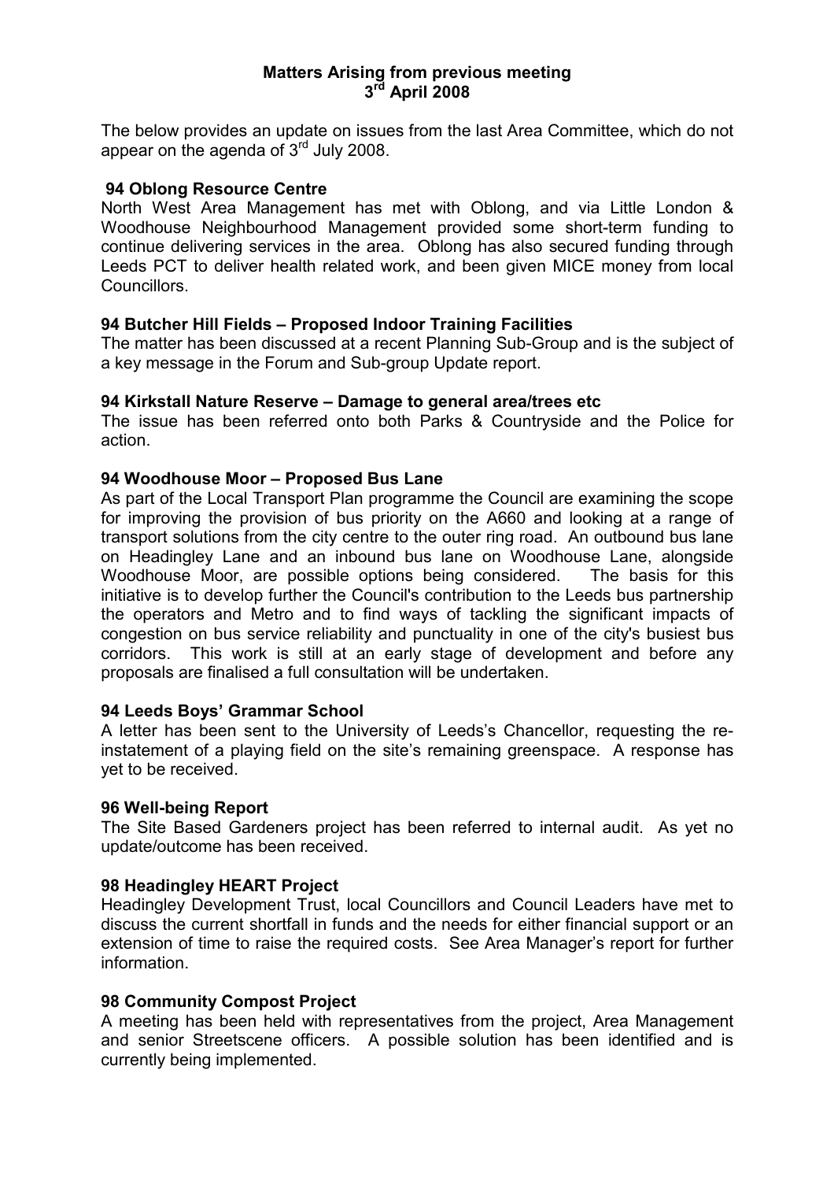# Matters Arising from previous meeting 3rd April 2008

The below provides an update on issues from the last Area Committee, which do not appear on the agenda of 3rd July 2008.

### 94 Oblong Resource Centre

North West Area Management has met with Oblong, and via Little London & Woodhouse Neighbourhood Management provided some short-term funding to continue delivering services in the area. Oblong has also secured funding through Leeds PCT to deliver health related work, and been given MICE money from local Councillors.

### 94 Butcher Hill Fields – Proposed Indoor Training Facilities

The matter has been discussed at a recent Planning Sub-Group and is the subject of a key message in the Forum and Sub-group Update report.

### 94 Kirkstall Nature Reserve – Damage to general area/trees etc

The issue has been referred onto both Parks & Countryside and the Police for action.

### 94 Woodhouse Moor – Proposed Bus Lane

As part of the Local Transport Plan programme the Council are examining the scope for improving the provision of bus priority on the A660 and looking at a range of transport solutions from the city centre to the outer ring road. An outbound bus lane on Headingley Lane and an inbound bus lane on Woodhouse Lane, alongside Woodhouse Moor, are possible options being considered. The basis for this initiative is to develop further the Council's contribution to the Leeds bus partnership the operators and Metro and to find ways of tackling the significant impacts of congestion on bus service reliability and punctuality in one of the city's busiest bus corridors. This work is still at an early stage of development and before any proposals are finalised a full consultation will be undertaken.

### 94 Leeds Boys' Grammar School

A letter has been sent to the University of Leeds's Chancellor, requesting the re-instatement of a playing field on the site's remaining greenspace. A response has yet to be received.

### 96 Well-being Report

The Site Based Gardeners project has been referred to internal audit. As yet no update/outcome has been received.

### 98 Headingley HEART Project

Headingley Development Trust, local Councillors and Council Leaders have met to discuss the current shortfall in funds and the needs for either financial support or an extension of time to raise the required costs. See Area Manager's report for further information.

### 98 Community Compost Project

A meeting has been held with representatives from the project, Area Management and senior Streetscene officers. A possible solution has been identified and is currently being implemented.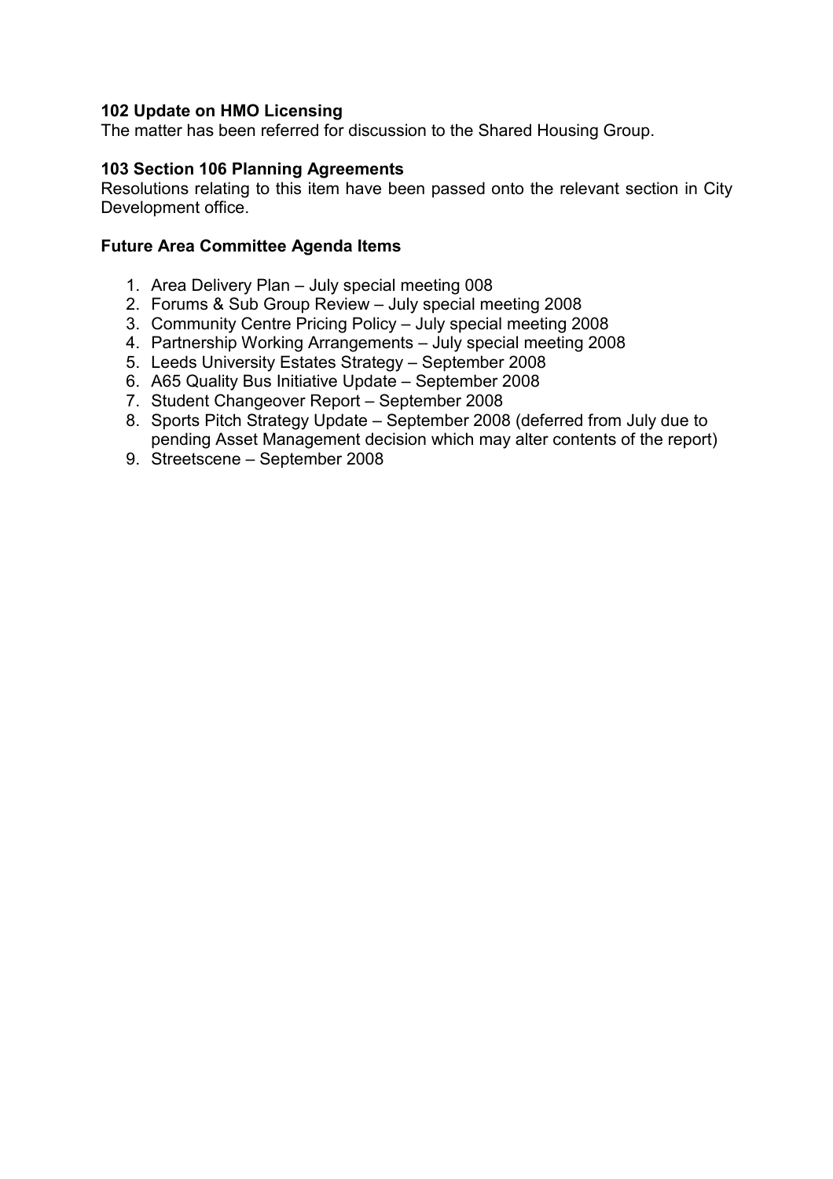**102 Update on HMO Licensing**
The matter has been referred for discussion to the Shared Housing Group.

**103 Section 106 Planning Agreements**
Resolutions relating to this item have been passed onto the relevant section in City Development office.

**Future Area Committee Agenda Items**

1. Area Delivery Plan – July special meeting 008
2. Forums & Sub Group Review – July special meeting 2008
3. Community Centre Pricing Policy – July special meeting 2008
4. Partnership Working Arrangements – July special meeting 2008
5. Leeds University Estates Strategy – September 2008
6. A65 Quality Bus Initiative Update – September 2008
7. Student Changeover Report – September 2008
8. Sports Pitch Strategy Update – September 2008 (deferred from July due to pending Asset Management decision which may alter contents of the report)
9. Streetscene – September 2008